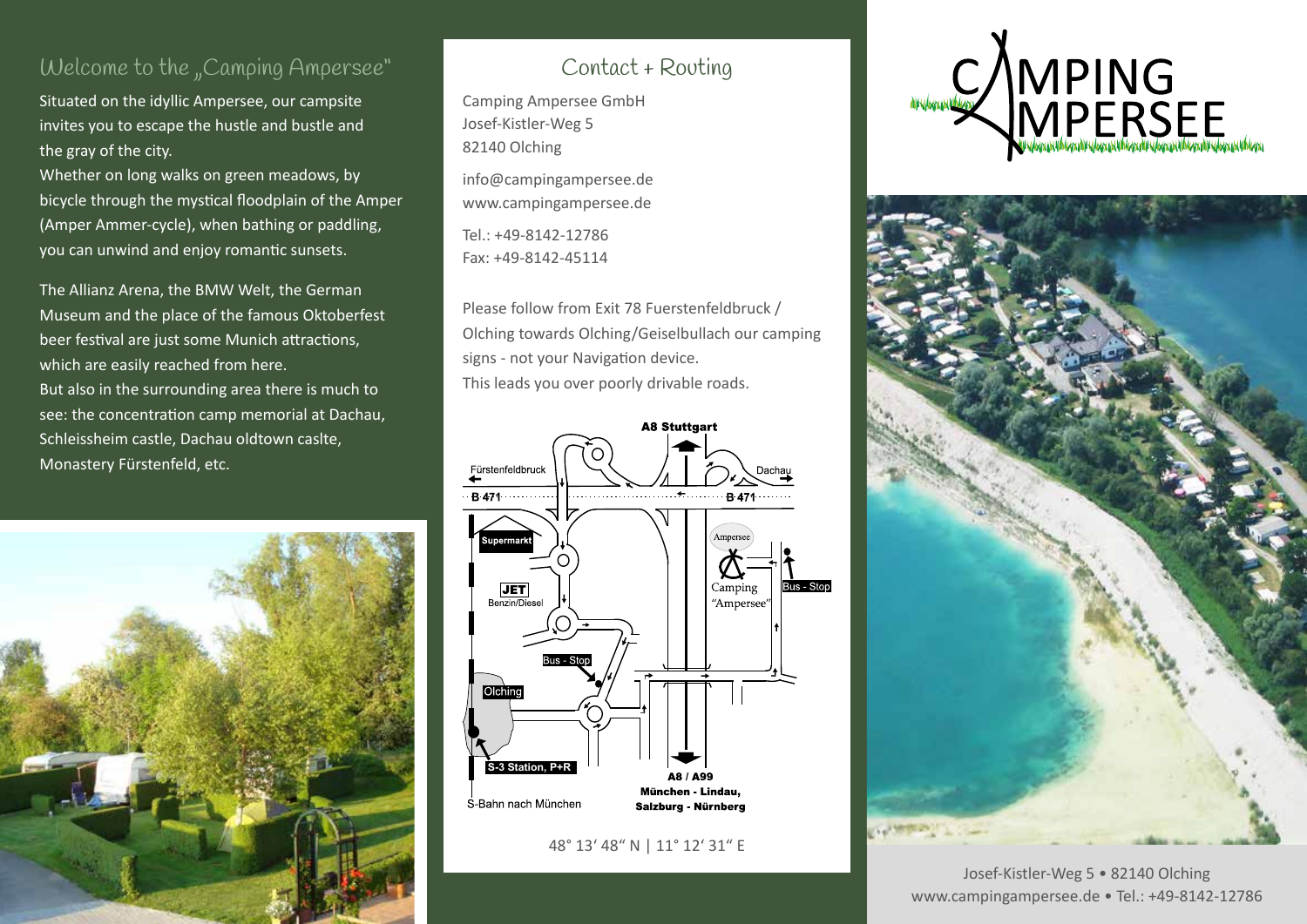## Welcome to the „Camping Ampersee"

Situated on the idyllic Ampersee, our campsite invites you to escape the hustle and bustle and the gray of the city.
Whether on long walks on green meadows, by bicycle through the mystical floodplain of the Amper (Amper Ammer-cycle), when bathing or paddling, you can unwind and enjoy romantic sunsets.

The Allianz Arena, the BMW Welt, the German Museum and the place of the famous Oktoberfest beer festival are just some Munich attractions, which are easily reached from here.
But also in the surrounding area there is much to see: the concentration camp memorial at Dachau, Schleissheim castle, Dachau oldtown caslte, Monastery Fürstenfeld, etc.

## Contact + Routing

Camping Ampersee GmbH
Josef-Kistler-Weg 5
82140 Olching

info@campingampersee.de
www.campingampersee.de

Tel.: +49-8142-12786
Fax: +49-8142-45114

Please follow from Exit 78 Fuerstenfeldbruck / Olching towards Olching/Geiselbullach our camping signs - not your Navigation device.
This leads you over poorly drivable roads.

A8 Stuttgart
Fürstenfeldbruck
Dachau
B 471
B 471
Supermarkt
Ampersee
JET Benzin/Diesel
Camping "Ampersee"
Bus - Stop
Bus - Stop
Olching
S-3 Station, P+R
S-Bahn nach München
A8 / A99
München - Lindau,
Salzburg - Nürnberg

48° 13' 48" N | 11° 12' 31" E

# CAMPING AMPERSEE

Josef-Kistler-Weg 5 • 82140 Olching
www.campingampersee.de • Tel.: +49-8142-12786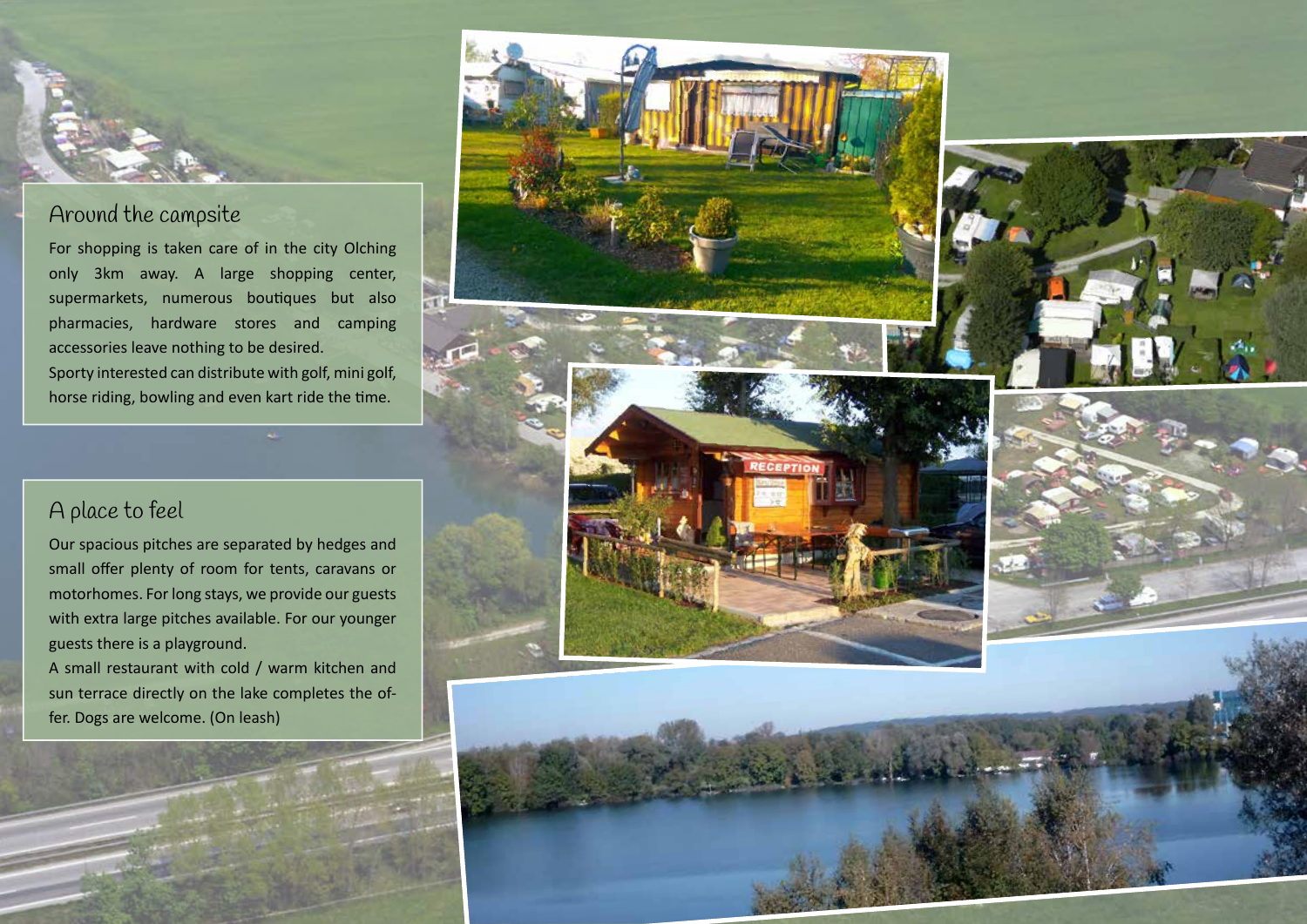## Around the campsite

For shopping is taken care of in the city Olching only 3km away. A large shopping center, supermarkets, numerous boutiques but also pharmacies, hardware stores and camping accessories leave nothing to be desired.
Sporty interested can distribute with golf, mini golf, horse riding, bowling and even kart ride the time.

## A place to feel

Our spacious pitches are separated by hedges and small offer plenty of room for tents, caravans or motorhomes. For long stays, we provide our guests with extra large pitches available. For our younger guests there is a playground.
A small restaurant with cold / warm kitchen and sun terrace directly on the lake completes the offer. Dogs are welcome. (On leash)